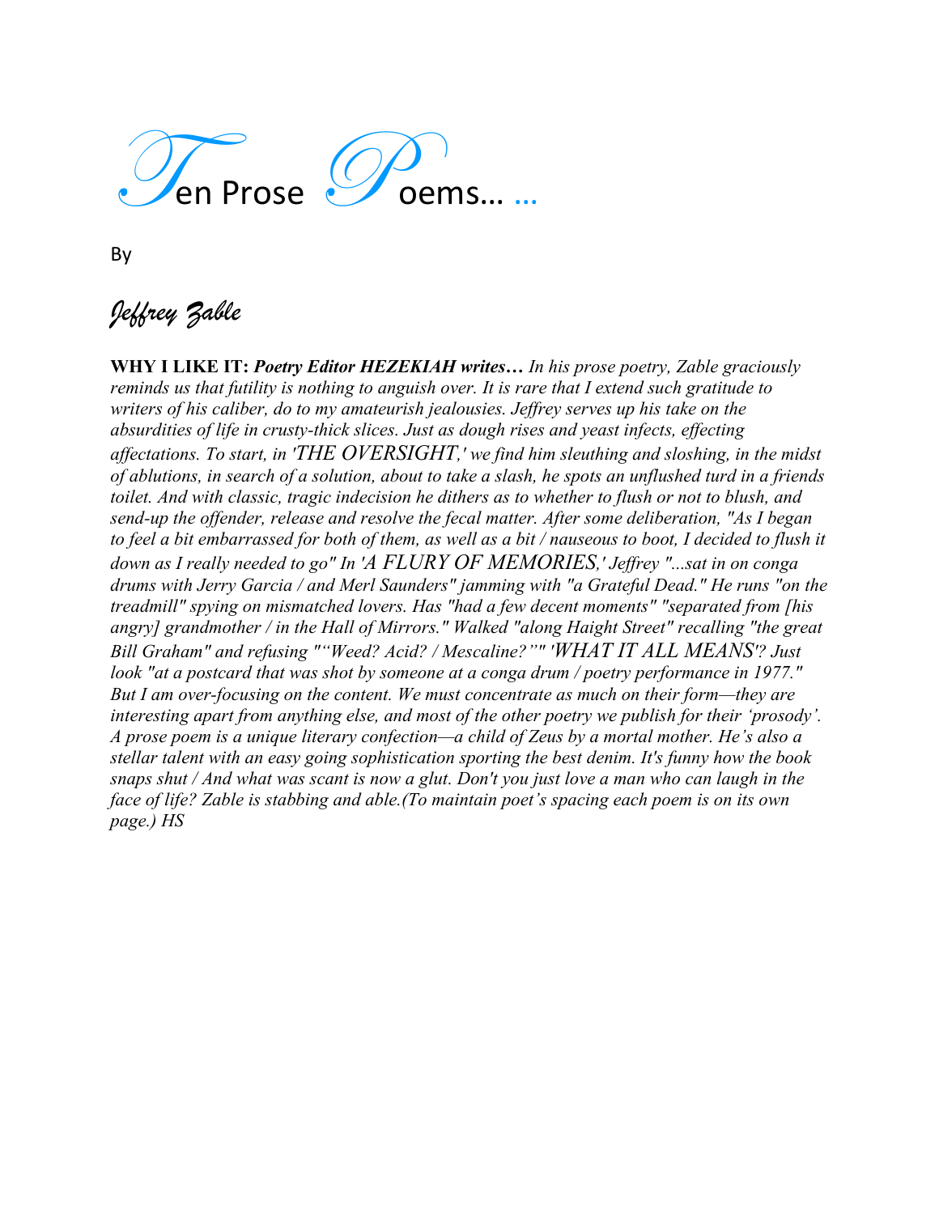# Ten Prose Poems… …

By

*Jeffrey Zable*

**WHY I LIKE IT:** ***Poetry Editor HEZEKIAH writes…*** *In his prose poetry, Zable graciously reminds us that futility is nothing to anguish over. It is rare that I extend such gratitude to writers of his caliber, do to my amateurish jealousies. Jeffrey serves up his take on the absurdities of life in crusty-thick slices. Just as dough rises and yeast infects, effecting affectations. To start, in 'THE OVERSIGHT,' we find him sleuthing and sloshing, in the midst of ablutions, in search of a solution, about to take a slash, he spots an unflushed turd in a friends toilet. And with classic, tragic indecision he dithers as to whether to flush or not to blush, and send-up the offender, release and resolve the fecal matter. After some deliberation, "As I began to feel a bit embarrassed for both of them, as well as a bit / nauseous to boot, I decided to flush it down as I really needed to go" In 'A FLURY OF MEMORIES,' Jeffrey "...sat in on conga drums with Jerry Garcia / and Merl Saunders" jamming with "a Grateful Dead." He runs "on the treadmill" spying on mismatched lovers. Has "had a few decent moments" "separated from [his angry] grandmother / in the Hall of Mirrors." Walked "along Haight Street" recalling "the great Bill Graham" and refusing "“Weed? Acid? / Mescaline?”" 'WHAT IT ALL MEANS'? Just look "at a postcard that was shot by someone at a conga drum / poetry performance in 1977." But I am over-focusing on the content. We must concentrate as much on their form—they are interesting apart from anything else, and most of the other poetry we publish for their ‘prosody’. A prose poem is a unique literary confection—a child of Zeus by a mortal mother. He’s also a stellar talent with an easy going sophistication sporting the best denim. It's funny how the book snaps shut / And what was scant is now a glut. Don't you just love a man who can laugh in the face of life? Zable is stabbing and able.(To maintain poet’s spacing each poem is on its own page.) HS*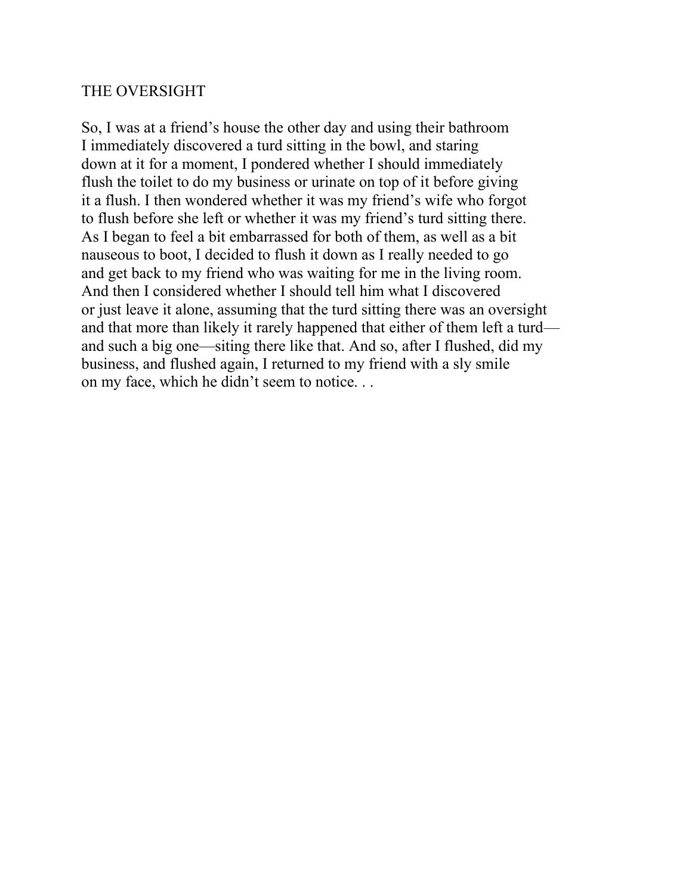# THE OVERSIGHT

So, I was at a friend's house the other day and using their bathroom
I immediately discovered a turd sitting in the bowl, and staring
down at it for a moment, I pondered whether I should immediately
flush the toilet to do my business or urinate on top of it before giving
it a flush. I then wondered whether it was my friend's wife who forgot
to flush before she left or whether it was my friend's turd sitting there.
As I began to feel a bit embarrassed for both of them, as well as a bit
nauseous to boot, I decided to flush it down as I really needed to go
and get back to my friend who was waiting for me in the living room.
And then I considered whether I should tell him what I discovered
or just leave it alone, assuming that the turd sitting there was an oversight
and that more than likely it rarely happened that either of them left a turd—
and such a big one—siting there like that. And so, after I flushed, did my
business, and flushed again, I returned to my friend with a sly smile
on my face, which he didn't seem to notice. . .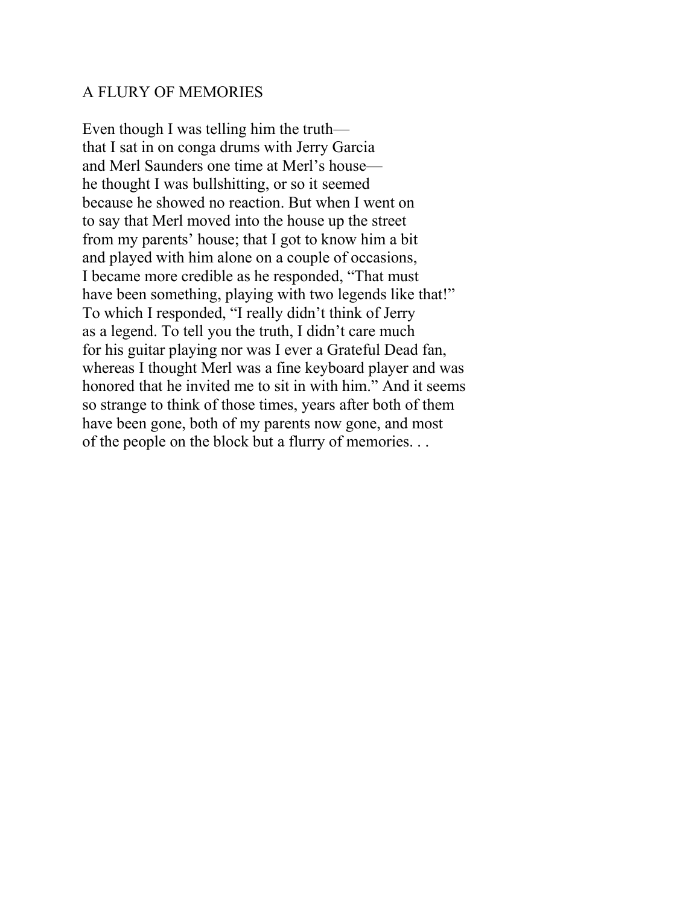## A FLURY OF MEMORIES

Even though I was telling him the truth—  
that I sat in on conga drums with Jerry Garcia  
and Merl Saunders one time at Merl's house—  
he thought I was bullshitting, or so it seemed  
because he showed no reaction. But when I went on  
to say that Merl moved into the house up the street  
from my parents' house; that I got to know him a bit  
and played with him alone on a couple of occasions,  
I became more credible as he responded, "That must  
have been something, playing with two legends like that!"  
To which I responded, "I really didn't think of Jerry  
as a legend. To tell you the truth, I didn't care much  
for his guitar playing nor was I ever a Grateful Dead fan,  
whereas I thought Merl was a fine keyboard player and was  
honored that he invited me to sit in with him." And it seems  
so strange to think of those times, years after both of them  
have been gone, both of my parents now gone, and most  
of the people on the block but a flurry of memories. . .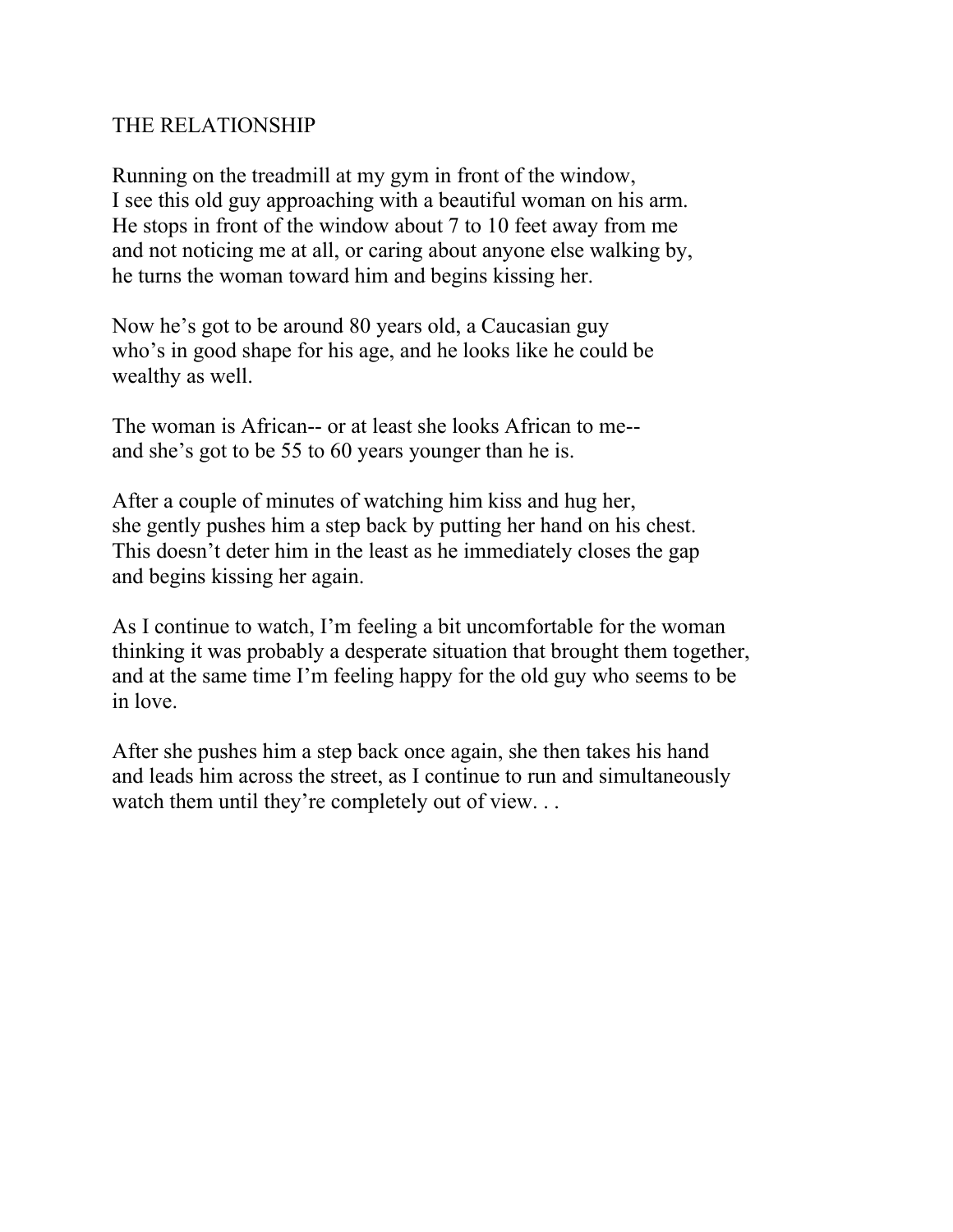## THE RELATIONSHIP

Running on the treadmill at my gym in front of the window,
I see this old guy approaching with a beautiful woman on his arm.
He stops in front of the window about 7 to 10 feet away from me
and not noticing me at all, or caring about anyone else walking by,
he turns the woman toward him and begins kissing her.

Now he's got to be around 80 years old, a Caucasian guy
who's in good shape for his age, and he looks like he could be
wealthy as well.

The woman is African-- or at least she looks African to me--
and she's got to be 55 to 60 years younger than he is.

After a couple of minutes of watching him kiss and hug her,
she gently pushes him a step back by putting her hand on his chest.
This doesn't deter him in the least as he immediately closes the gap
and begins kissing her again.

As I continue to watch, I'm feeling a bit uncomfortable for the woman
thinking it was probably a desperate situation that brought them together,
and at the same time I'm feeling happy for the old guy who seems to be
in love.

After she pushes him a step back once again, she then takes his hand
and leads him across the street, as I continue to run and simultaneously
watch them until they're completely out of view. . .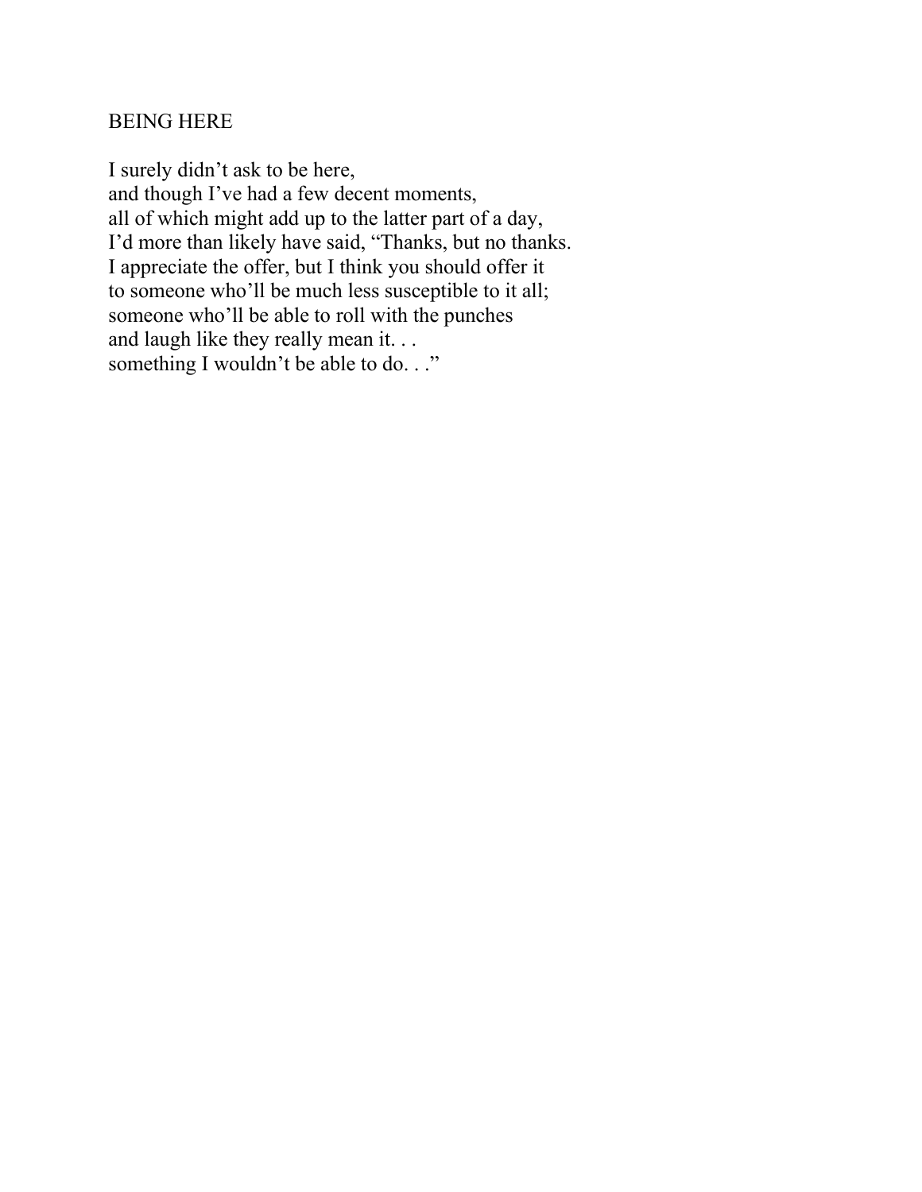## BEING HERE

I surely didn't ask to be here,  
and though I've had a few decent moments,  
all of which might add up to the latter part of a day,  
I'd more than likely have said, "Thanks, but no thanks.  
I appreciate the offer, but I think you should offer it  
to someone who'll be much less susceptible to it all;  
someone who'll be able to roll with the punches  
and laugh like they really mean it. . .  
something I wouldn't be able to do. . ."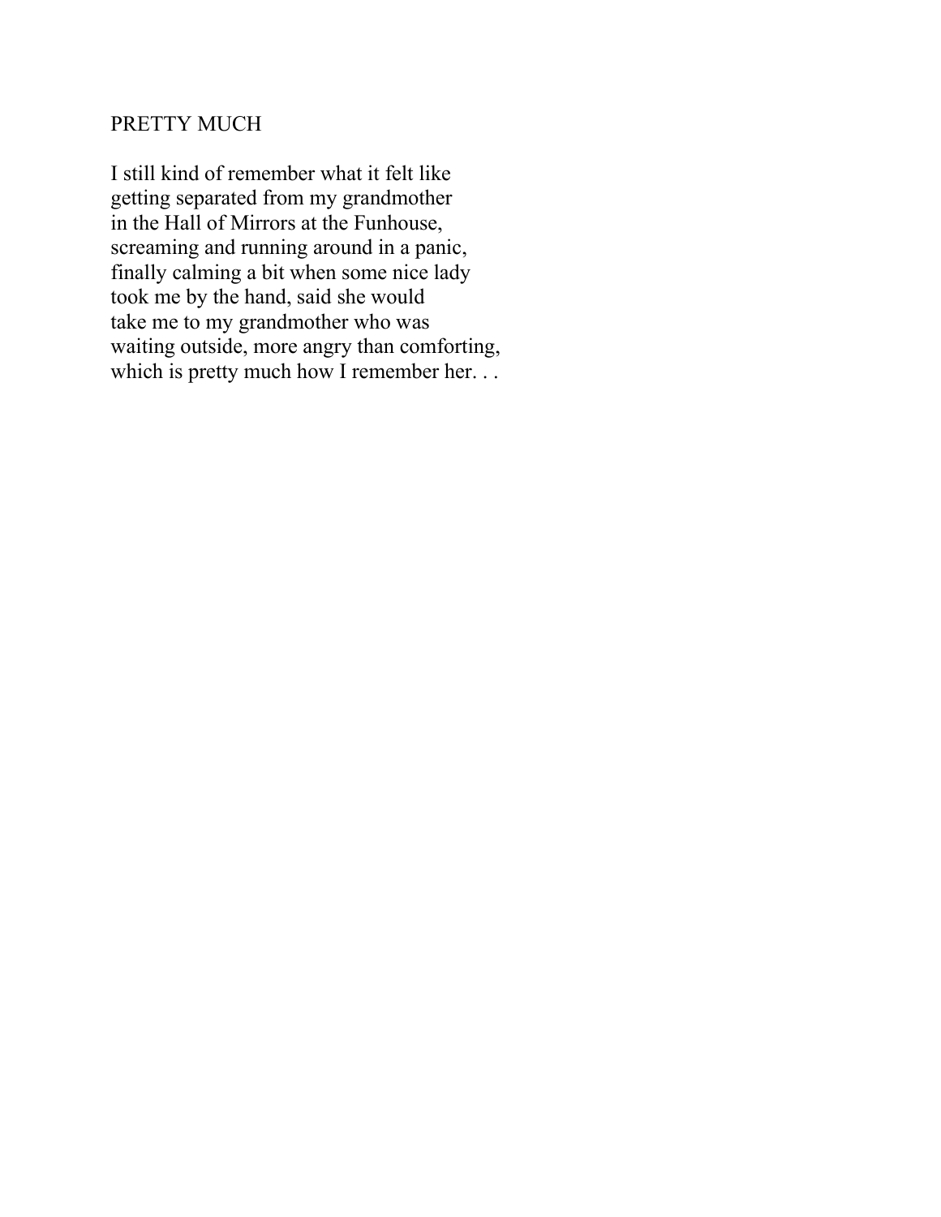# PRETTY MUCH

I still kind of remember what it felt like  
getting separated from my grandmother  
in the Hall of Mirrors at the Funhouse,  
screaming and running around in a panic,  
finally calming a bit when some nice lady  
took me by the hand, said she would  
take me to my grandmother who was  
waiting outside, more angry than comforting,  
which is pretty much how I remember her. . .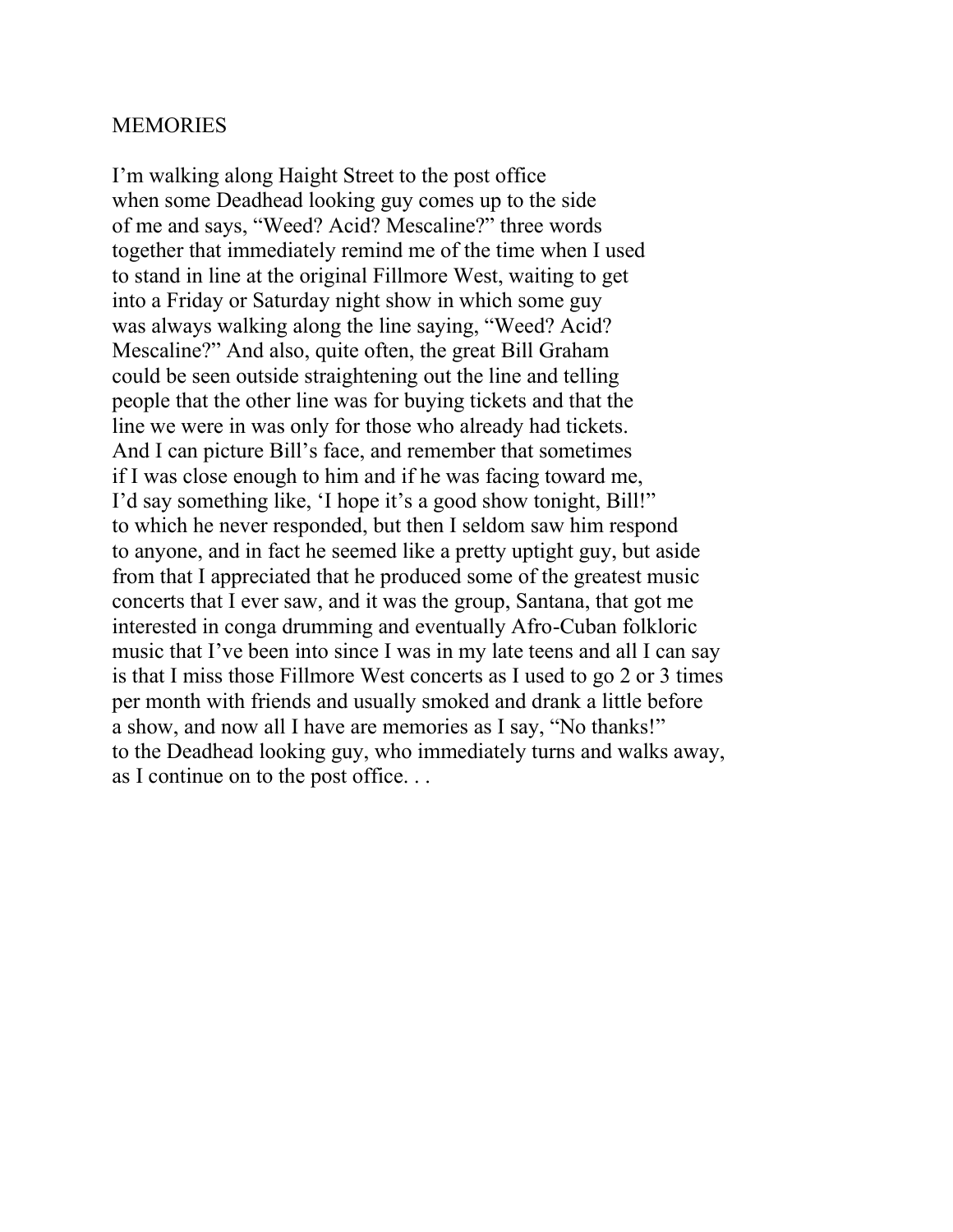MEMORIES

I'm walking along Haight Street to the post office
when some Deadhead looking guy comes up to the side
of me and says, "Weed? Acid? Mescaline?" three words
together that immediately remind me of the time when I used
to stand in line at the original Fillmore West, waiting to get
into a Friday or Saturday night show in which some guy
was always walking along the line saying, "Weed? Acid?
Mescaline?" And also, quite often, the great Bill Graham
could be seen outside straightening out the line and telling
people that the other line was for buying tickets and that the
line we were in was only for those who already had tickets.
And I can picture Bill's face, and remember that sometimes
if I was close enough to him and if he was facing toward me,
I'd say something like, 'I hope it's a good show tonight, Bill!"
to which he never responded, but then I seldom saw him respond
to anyone, and in fact he seemed like a pretty uptight guy, but aside
from that I appreciated that he produced some of the greatest music
concerts that I ever saw, and it was the group, Santana, that got me
interested in conga drumming and eventually Afro-Cuban folkloric
music that I've been into since I was in my late teens and all I can say
is that I miss those Fillmore West concerts as I used to go 2 or 3 times
per month with friends and usually smoked and drank a little before
a show, and now all I have are memories as I say, "No thanks!"
to the Deadhead looking guy, who immediately turns and walks away,
as I continue on to the post office. . .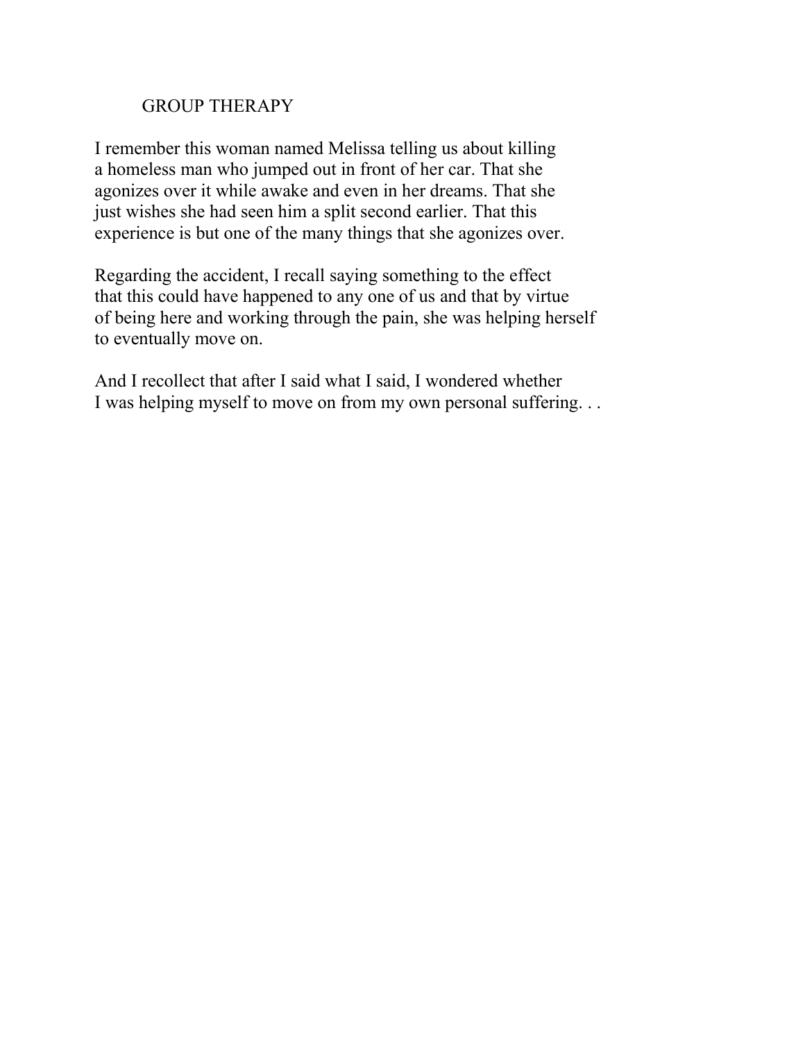# GROUP THERAPY

I remember this woman named Melissa telling us about killing
a homeless man who jumped out in front of her car. That she
agonizes over it while awake and even in her dreams. That she
just wishes she had seen him a split second earlier. That this
experience is but one of the many things that she agonizes over.

Regarding the accident, I recall saying something to the effect
that this could have happened to any one of us and that by virtue
of being here and working through the pain, she was helping herself
to eventually move on.

And I recollect that after I said what I said, I wondered whether
I was helping myself to move on from my own personal suffering. . .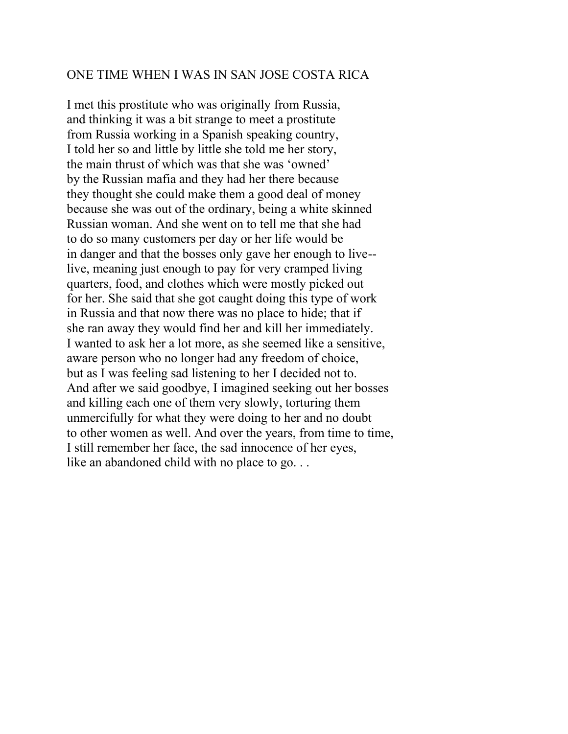## ONE TIME WHEN I WAS IN SAN JOSE COSTA RICA

I met this prostitute who was originally from Russia,  
and thinking it was a bit strange to meet a prostitute  
from Russia working in a Spanish speaking country,  
I told her so and little by little she told me her story,  
the main thrust of which was that she was 'owned'  
by the Russian mafia and they had her there because  
they thought she could make them a good deal of money  
because she was out of the ordinary, being a white skinned  
Russian woman. And she went on to tell me that she had  
to do so many customers per day or her life would be  
in danger and that the bosses only gave her enough to live--  
live, meaning just enough to pay for very cramped living  
quarters, food, and clothes which were mostly picked out  
for her. She said that she got caught doing this type of work  
in Russia and that now there was no place to hide; that if  
she ran away they would find her and kill her immediately.  
I wanted to ask her a lot more, as she seemed like a sensitive,  
aware person who no longer had any freedom of choice,  
but as I was feeling sad listening to her I decided not to.  
And after we said goodbye, I imagined seeking out her bosses  
and killing each one of them very slowly, torturing them  
unmercifully for what they were doing to her and no doubt  
to other women as well. And over the years, from time to time,  
I still remember her face, the sad innocence of her eyes,  
like an abandoned child with no place to go. . .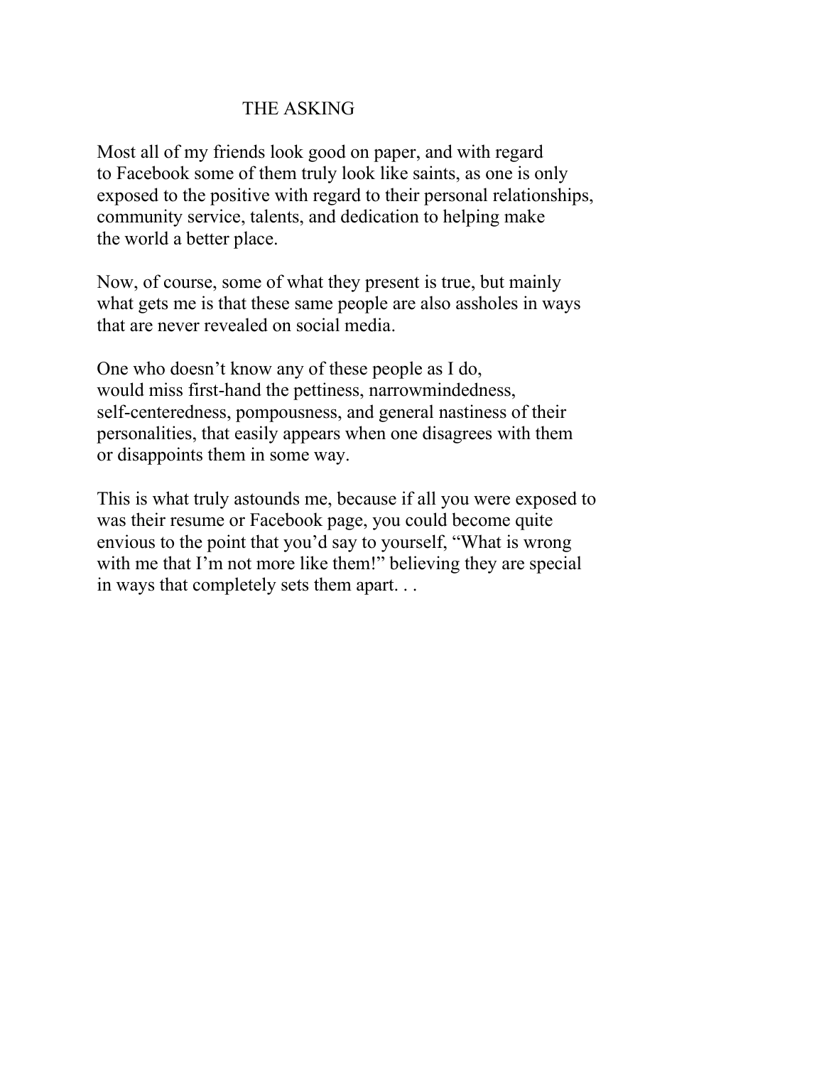# THE ASKING

Most all of my friends look good on paper, and with regard to Facebook some of them truly look like saints, as one is only exposed to the positive with regard to their personal relationships, community service, talents, and dedication to helping make the world a better place.

Now, of course, some of what they present is true, but mainly what gets me is that these same people are also assholes in ways that are never revealed on social media.

One who doesn't know any of these people as I do, would miss first-hand the pettiness, narrowmindedness, self-centeredness, pompousness, and general nastiness of their personalities, that easily appears when one disagrees with them or disappoints them in some way.

This is what truly astounds me, because if all you were exposed to was their resume or Facebook page, you could become quite envious to the point that you'd say to yourself, "What is wrong with me that I'm not more like them!" believing they are special in ways that completely sets them apart. . .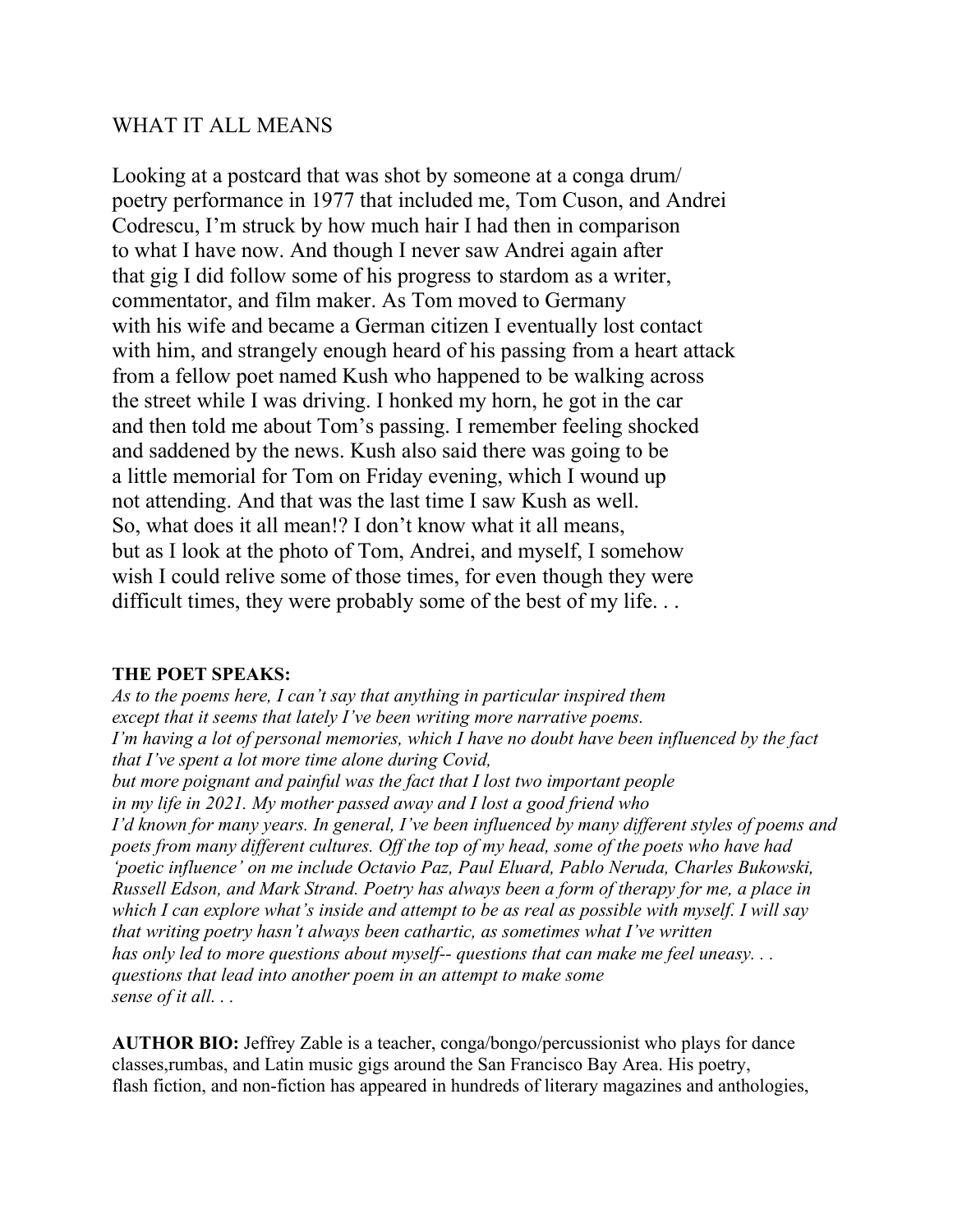## WHAT IT ALL MEANS

Looking at a postcard that was shot by someone at a conga drum/
poetry performance in 1977 that included me, Tom Cuson, and Andrei
Codrescu, I'm struck by how much hair I had then in comparison
to what I have now. And though I never saw Andrei again after
that gig I did follow some of his progress to stardom as a writer,
commentator, and film maker. As Tom moved to Germany
with his wife and became a German citizen I eventually lost contact
with him, and strangely enough heard of his passing from a heart attack
from a fellow poet named Kush who happened to be walking across
the street while I was driving. I honked my horn, he got in the car
and then told me about Tom's passing. I remember feeling shocked
and saddened by the news. Kush also said there was going to be
a little memorial for Tom on Friday evening, which I wound up
not attending. And that was the last time I saw Kush as well.
So, what does it all mean!? I don't know what it all means,
but as I look at the photo of Tom, Andrei, and myself, I somehow
wish I could relive some of those times, for even though they were
difficult times, they were probably some of the best of my life. . .

**THE POET SPEAKS:**
*As to the poems here, I can't say that anything in particular inspired them
except that it seems that lately I've been writing more narrative poems.
I'm having a lot of personal memories, which I have no doubt have been influenced by the fact
that I've spent a lot more time alone during Covid,
but more poignant and painful was the fact that I lost two important people
in my life in 2021. My mother passed away and I lost a good friend who
I'd known for many years. In general, I've been influenced by many different styles of poems and
poets from many different cultures. Off the top of my head, some of the poets who have had
'poetic influence' on me include Octavio Paz, Paul Eluard, Pablo Neruda, Charles Bukowski,
Russell Edson, and Mark Strand. Poetry has always been a form of therapy for me, a place in
which I can explore what's inside and attempt to be as real as possible with myself. I will say
that writing poetry hasn't always been cathartic, as sometimes what I've written
has only led to more questions about myself-- questions that can make me feel uneasy. . .
questions that lead into another poem in an attempt to make some
sense of it all. . .*

**AUTHOR BIO:** Jeffrey Zable is a teacher, conga/bongo/percussionist who plays for dance
classes,rumbas, and Latin music gigs around the San Francisco Bay Area. His poetry,
flash fiction, and non-fiction has appeared in hundreds of literary magazines and anthologies,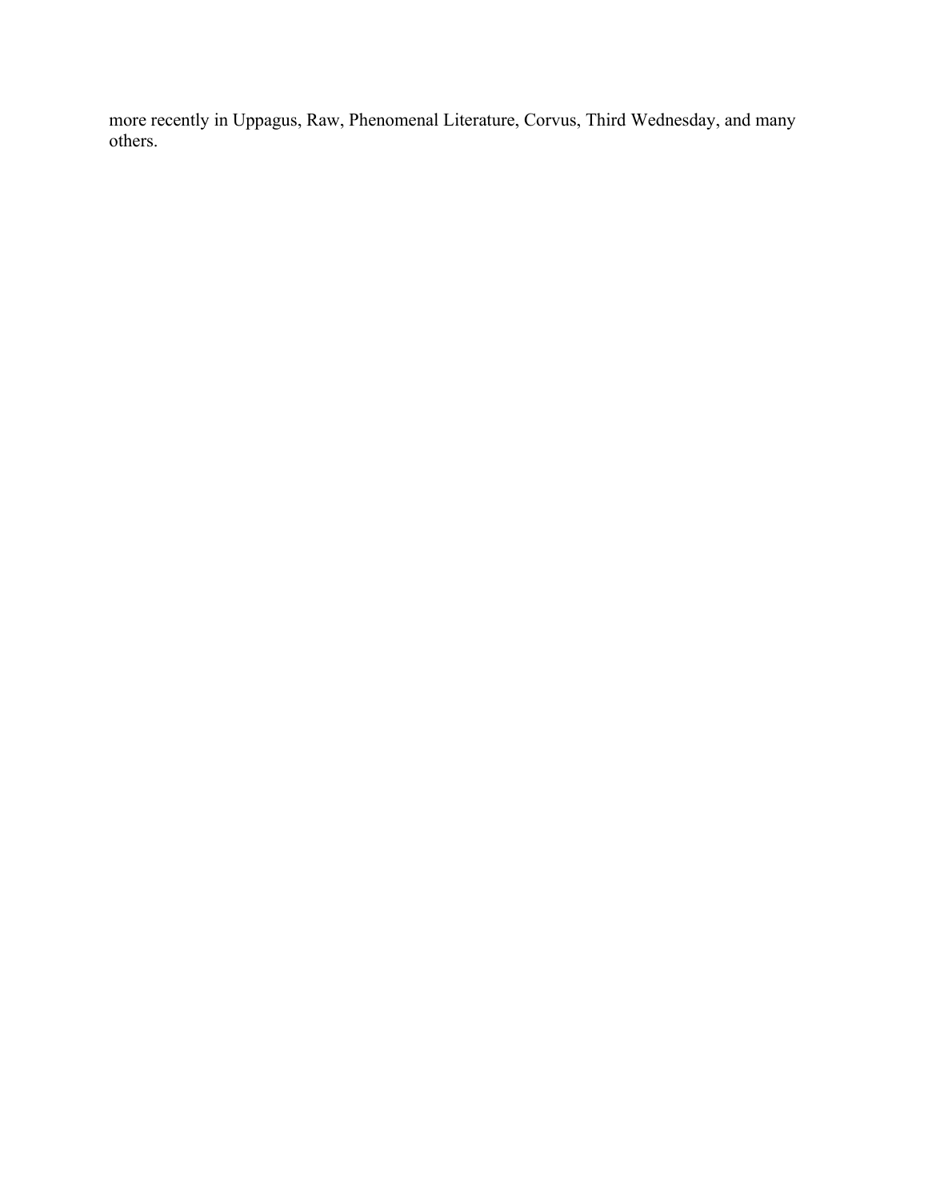more recently in Uppagus, Raw, Phenomenal Literature, Corvus, Third Wednesday, and many others.